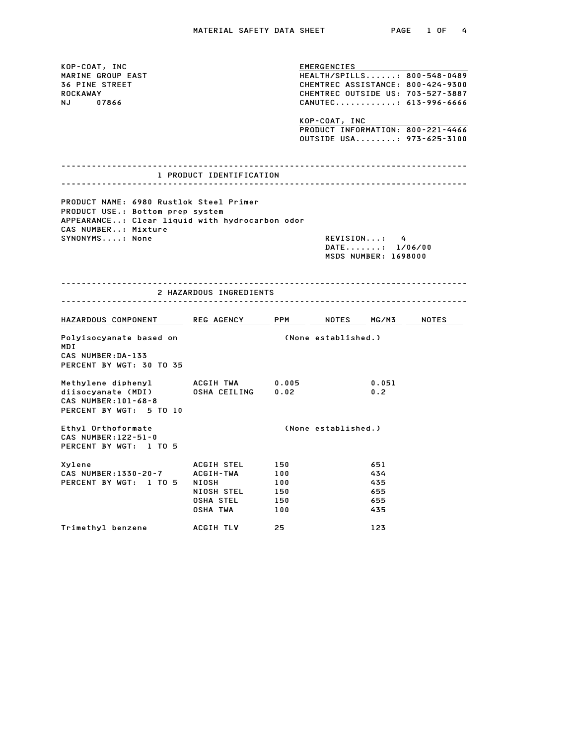# MATERIAL SAFETY DATA SHEET

KOP-COAT, INC
MARINE GROUP EAST
36 PINE STREET
ROCKAWAY
NJ 07866

**EMERGENCIES**
HEALTH/SPILLS......: 800-548-0489
CHEMTREC ASSISTANCE: 800-424-9300
CHEMTREC OUTSIDE US: 703-527-3887
CANUTEC............: 613-996-6666

**KOP-COAT, INC**
PRODUCT INFORMATION: 800-221-4466
OUTSIDE USA........: 973-625-3100

## 1 PRODUCT IDENTIFICATION

PRODUCT NAME: 6980 Rustlok Steel Primer
PRODUCT USE.: Bottom prep system
APPEARANCE..: Clear liquid with hydrocarbon odor
CAS NUMBER..: Mixture
SYNONYMS....: None

REVISION...: 4
DATE.......: 1/06/00
MSDS NUMBER: 1698000

## 2 HAZARDOUS INGREDIENTS

| HAZARDOUS COMPONENT | REG AGENCY | PPM | NOTES | MG/M3 | NOTES |
|---|---|---|---|---|---|
| Polyisocyanate based on MDI<br>CAS NUMBER:DA-133<br>PERCENT BY WGT: 30 TO 35 | | (None established.) | | | |
| Methylene diphenyl diisocyanate (MDI)<br>CAS NUMBER:101-68-8<br>PERCENT BY WGT: 5 TO 10 | ACGIH TWA | 0.005 | | 0.051 | |
| | OSHA CEILING | 0.02 | | 0.2 | |
| Ethyl Orthoformate<br>CAS NUMBER:122-51-0<br>PERCENT BY WGT: 1 TO 5 | | (None established.) | | | |
| Xylene<br>CAS NUMBER:1330-20-7<br>PERCENT BY WGT: 1 TO 5 | ACGIH STEL | 150 | | 651 | |
| | ACGIH-TWA | 100 | | 434 | |
| | NIOSH | 100 | | 435 | |
| | NIOSH STEL | 150 | | 655 | |
| | OSHA STEL | 150 | | 655 | |
| | OSHA TWA | 100 | | 435 | |
| Trimethyl benzene | ACGIH TLV | 25 | | 123 | |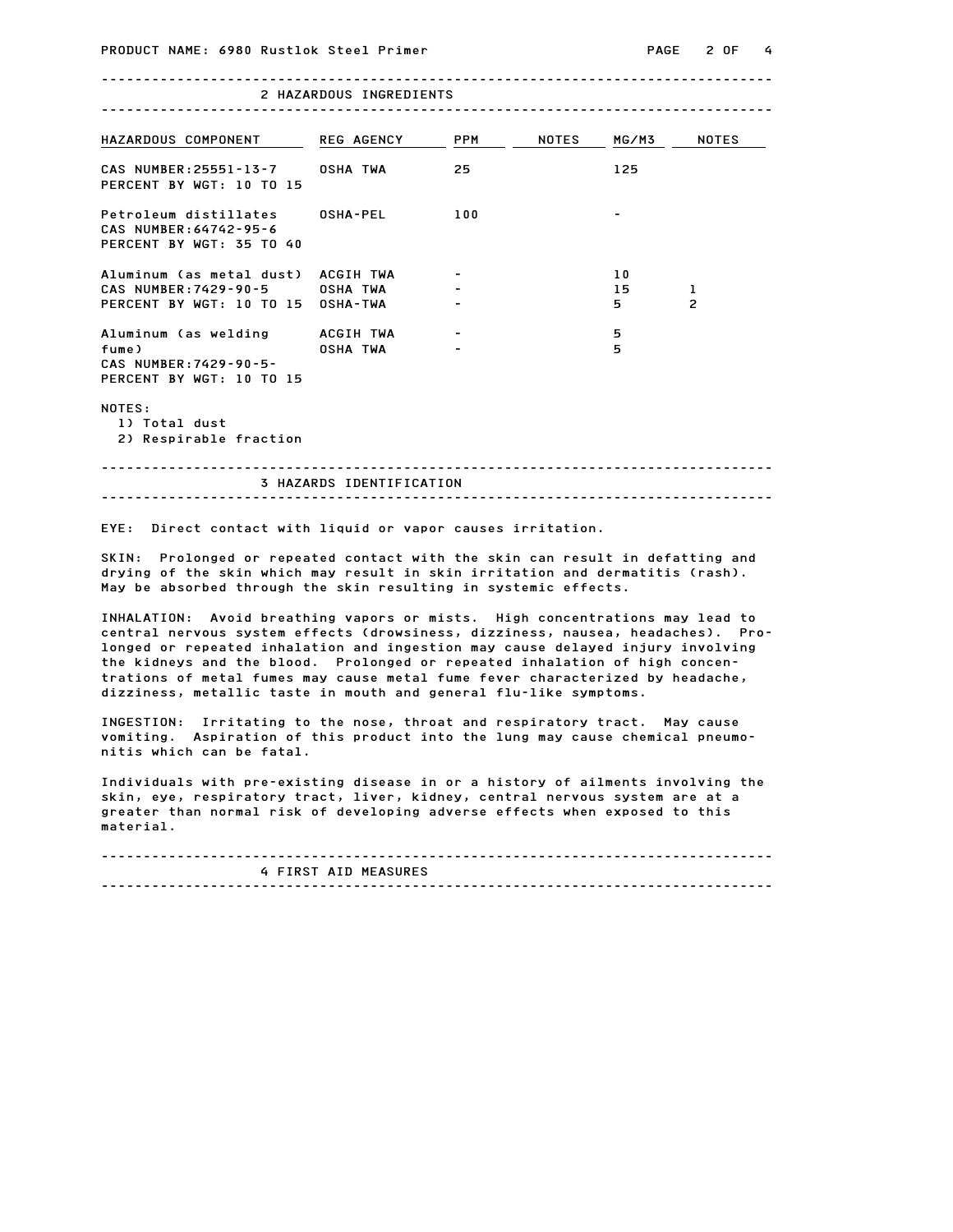## 2 HAZARDOUS INGREDIENTS

| HAZARDOUS COMPONENT | REG AGENCY | PPM | NOTES | MG/M3 | NOTES |
|---|---|---|---|---|---|
| CAS NUMBER:25551-13-7<br>PERCENT BY WGT: 10 TO 15 | OSHA TWA | 25 | | 125 | |
| Petroleum distillates<br>CAS NUMBER:64742-95-6<br>PERCENT BY WGT: 35 TO 40 | OSHA-PEL | 100 | | - | |
| Aluminum (as metal dust)<br>CAS NUMBER:7429-90-5<br>PERCENT BY WGT: 10 TO 15 | ACGIH TWA | - | | 10 | |
| | OSHA TWA | - | | 15 | 1 |
| | OSHA-TWA | - | | 5 | 2 |
| Aluminum (as welding fume)<br>CAS NUMBER:7429-90-5-<br>PERCENT BY WGT: 10 TO 15 | ACGIH TWA | - | | 5 | |
| | OSHA TWA | - | | 5 | |

NOTES:
1) Total dust
2) Respirable fraction

## 3 HAZARDS IDENTIFICATION

EYE: Direct contact with liquid or vapor causes irritation.

SKIN: Prolonged or repeated contact with the skin can result in defatting and drying of the skin which may result in skin irritation and dermatitis (rash). May be absorbed through the skin resulting in systemic effects.

INHALATION: Avoid breathing vapors or mists. High concentrations may lead to central nervous system effects (drowsiness, dizziness, nausea, headaches). Prolonged or repeated inhalation and ingestion may cause delayed injury involving the kidneys and the blood. Prolonged or repeated inhalation of high concentrations of metal fumes may cause metal fume fever characterized by headache, dizziness, metallic taste in mouth and general flu-like symptoms.

INGESTION: Irritating to the nose, throat and respiratory tract. May cause vomiting. Aspiration of this product into the lung may cause chemical pneumonitis which can be fatal.

Individuals with pre-existing disease in or a history of ailments involving the skin, eye, respiratory tract, liver, kidney, central nervous system are at a greater than normal risk of developing adverse effects when exposed to this material.

## 4 FIRST AID MEASURES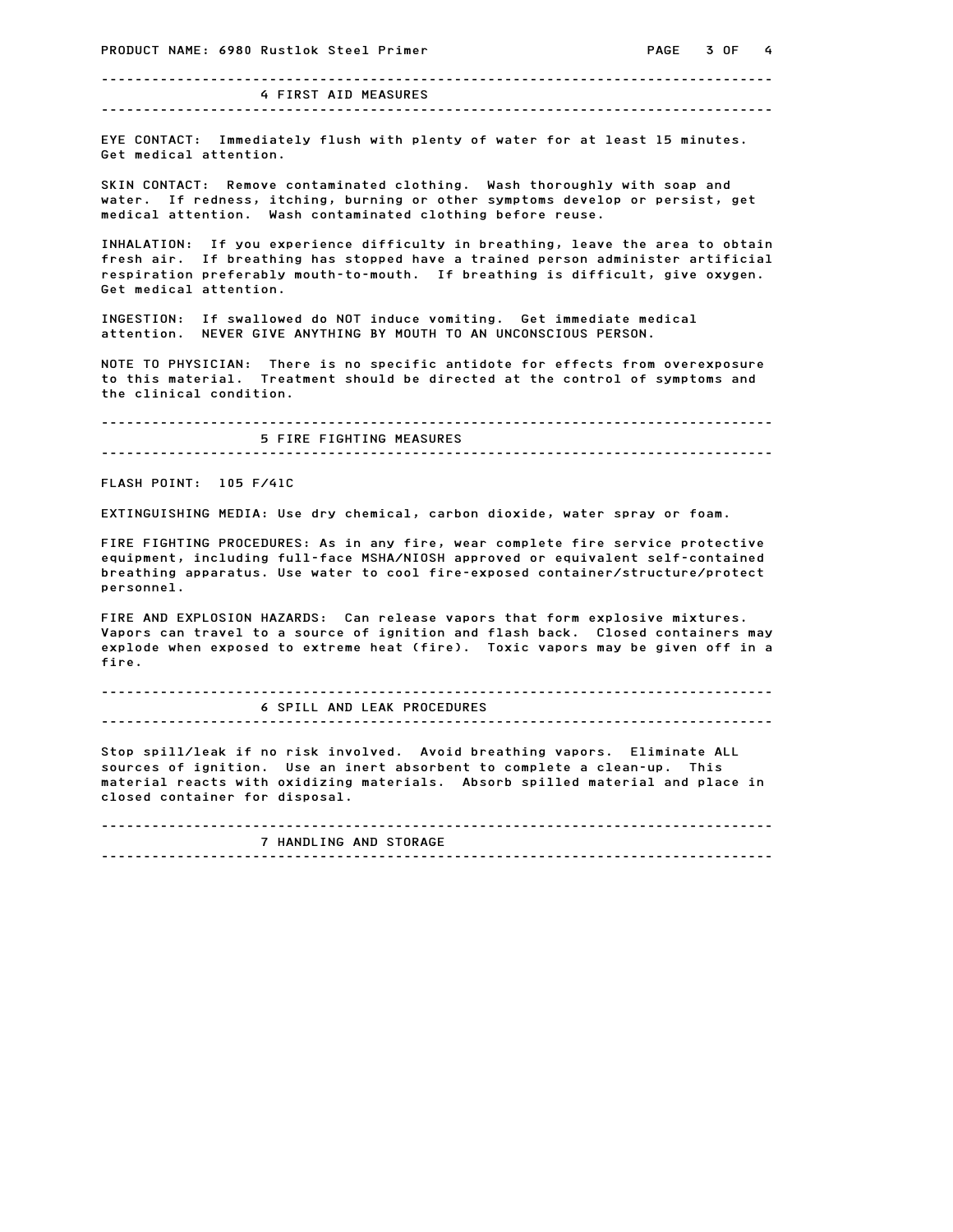## 4 FIRST AID MEASURES

EYE CONTACT: Immediately flush with plenty of water for at least 15 minutes. Get medical attention.

SKIN CONTACT: Remove contaminated clothing. Wash thoroughly with soap and water. If redness, itching, burning or other symptoms develop or persist, get medical attention. Wash contaminated clothing before reuse.

INHALATION: If you experience difficulty in breathing, leave the area to obtain fresh air. If breathing has stopped have a trained person administer artificial respiration preferably mouth-to-mouth. If breathing is difficult, give oxygen. Get medical attention.

INGESTION: If swallowed do NOT induce vomiting. Get immediate medical attention. NEVER GIVE ANYTHING BY MOUTH TO AN UNCONSCIOUS PERSON.

NOTE TO PHYSICIAN: There is no specific antidote for effects from overexposure to this material. Treatment should be directed at the control of symptoms and the clinical condition.

## 5 FIRE FIGHTING MEASURES

FLASH POINT: 105 F/41C

EXTINGUISHING MEDIA: Use dry chemical, carbon dioxide, water spray or foam.

FIRE FIGHTING PROCEDURES: As in any fire, wear complete fire service protective equipment, including full-face MSHA/NIOSH approved or equivalent self-contained breathing apparatus. Use water to cool fire-exposed container/structure/protect personnel.

FIRE AND EXPLOSION HAZARDS: Can release vapors that form explosive mixtures. Vapors can travel to a source of ignition and flash back. Closed containers may explode when exposed to extreme heat (fire). Toxic vapors may be given off in a fire.

## 6 SPILL AND LEAK PROCEDURES

Stop spill/leak if no risk involved. Avoid breathing vapors. Eliminate ALL sources of ignition. Use an inert absorbent to complete a clean-up. This material reacts with oxidizing materials. Absorb spilled material and place in closed container for disposal.

## 7 HANDLING AND STORAGE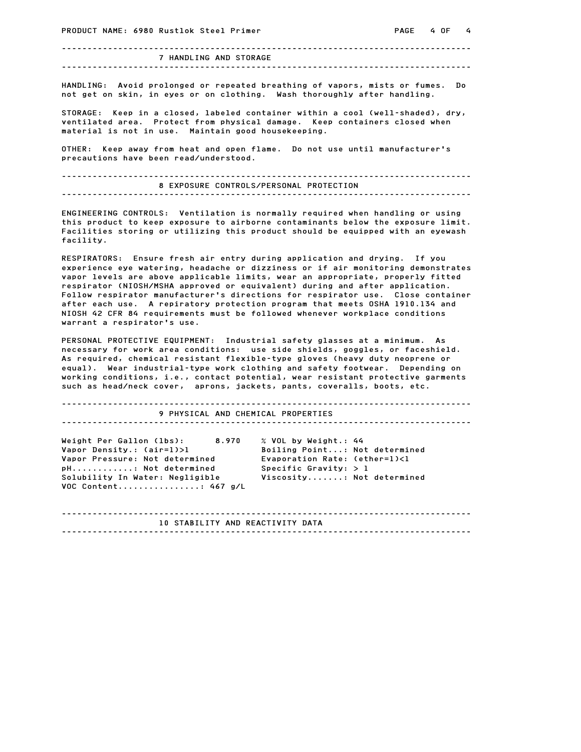## 7 HANDLING AND STORAGE

HANDLING: Avoid prolonged or repeated breathing of vapors, mists or fumes. Do not get on skin, in eyes or on clothing. Wash thoroughly after handling.

STORAGE: Keep in a closed, labeled container within a cool (well-shaded), dry, ventilated area. Protect from physical damage. Keep containers closed when material is not in use. Maintain good housekeeping.

OTHER: Keep away from heat and open flame. Do not use until manufacturer's precautions have been read/understood.

## 8 EXPOSURE CONTROLS/PERSONAL PROTECTION

ENGINEERING CONTROLS: Ventilation is normally required when handling or using this product to keep exposure to airborne contaminants below the exposure limit. Facilities storing or utilizing this product should be equipped with an eyewash facility.

RESPIRATORS: Ensure fresh air entry during application and drying. If you experience eye watering, headache or dizziness or if air monitoring demonstrates vapor levels are above applicable limits, wear an appropriate, properly fitted respirator (NIOSH/MSHA approved or equivalent) during and after application. Follow respirator manufacturer's directions for respirator use. Close container after each use. A repiratory protection program that meets OSHA 1910.134 and NIOSH 42 CFR 84 requirements must be followed whenever workplace conditions warrant a respirator's use.

PERSONAL PROTECTIVE EQUIPMENT: Industrial safety glasses at a minimum. As necessary for work area conditions: use side shields, goggles, or faceshield. As required, chemical resistant flexible-type gloves (heavy duty neoprene or equal). Wear industrial-type work clothing and safety footwear. Depending on working conditions, i.e., contact potential, wear resistant protective garments such as head/neck cover, aprons, jackets, pants, coveralls, boots, etc.

## 9 PHYSICAL AND CHEMICAL PROPERTIES

| | |
|---|---|
| Weight Per Gallon (lbs): 8.970 | % VOL by Weight.: 44 |
| Vapor Density.: (air=1)>1 | Boiling Point...: Not determined |
| Vapor Pressure: Not determined | Evaporation Rate: (ether=1)<1 |
| pH...........: Not determined | Specific Gravity: > 1 |
| Solubility In Water: Negligible | Viscosity.......: Not determined |
| VOC Content...............: 467 g/L | |

## 10 STABILITY AND REACTIVITY DATA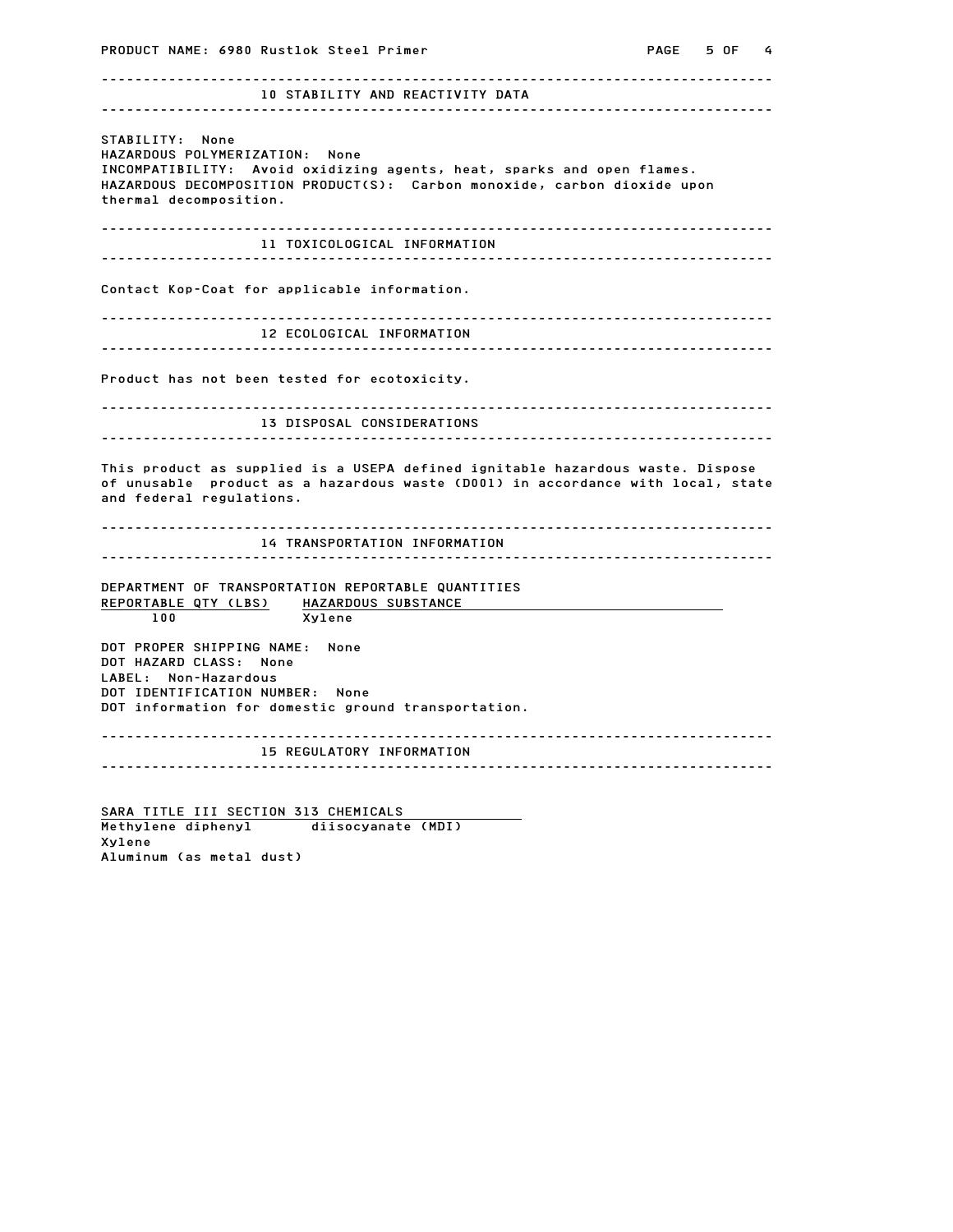## 10 STABILITY AND REACTIVITY DATA

STABILITY: None
HAZARDOUS POLYMERIZATION: None
INCOMPATIBILITY: Avoid oxidizing agents, heat, sparks and open flames.
HAZARDOUS DECOMPOSITION PRODUCT(S): Carbon monoxide, carbon dioxide upon thermal decomposition.

## 11 TOXICOLOGICAL INFORMATION

Contact Kop-Coat for applicable information.

## 12 ECOLOGICAL INFORMATION

Product has not been tested for ecotoxicity.

## 13 DISPOSAL CONSIDERATIONS

This product as supplied is a USEPA defined ignitable hazardous waste. Dispose of unusable product as a hazardous waste (D001) in accordance with local, state and federal regulations.

## 14 TRANSPORTATION INFORMATION

DEPARTMENT OF TRANSPORTATION REPORTABLE QUANTITIES

| REPORTABLE QTY (LBS) | HAZARDOUS SUBSTANCE |
|---|---|
| 100 | Xylene |

DOT PROPER SHIPPING NAME: None
DOT HAZARD CLASS: None
LABEL: Non-Hazardous
DOT IDENTIFICATION NUMBER: None
DOT information for domestic ground transportation.

## 15 REGULATORY INFORMATION

SARA TITLE III SECTION 313 CHEMICALS

Methylene diphenyl diisocyanate (MDI)
Xylene
Aluminum (as metal dust)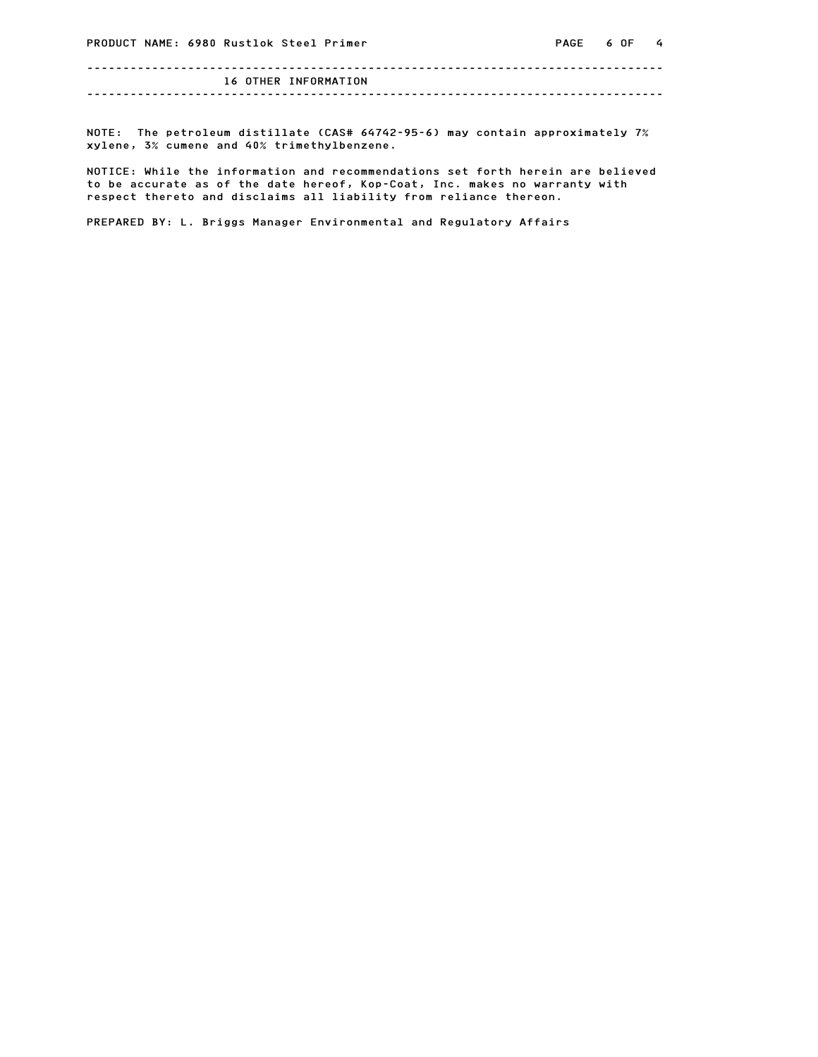## 16 OTHER INFORMATION

NOTE: The petroleum distillate (CAS# 64742-95-6) may contain approximately 7% xylene, 3% cumene and 40% trimethylbenzene.

NOTICE: While the information and recommendations set forth herein are believed to be accurate as of the date hereof, Kop-Coat, Inc. makes no warranty with respect thereto and disclaims all liability from reliance thereon.

PREPARED BY: L. Briggs Manager Environmental and Regulatory Affairs